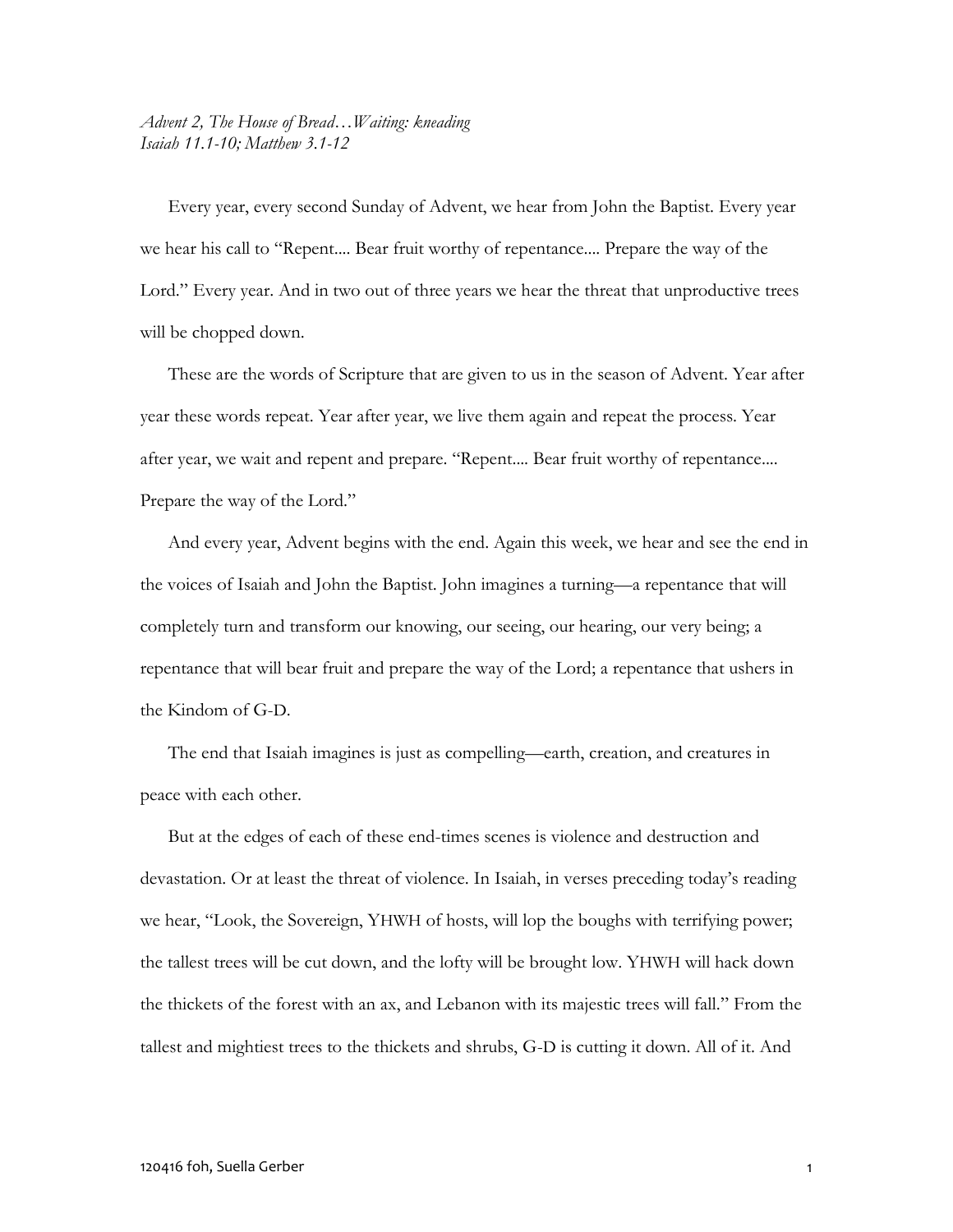*Advent 2, The House of Bread…Waiting: kneading*
*Isaiah 11.1-10; Matthew 3.1-12*

Every year, every second Sunday of Advent, we hear from John the Baptist. Every year we hear his call to "Repent.... Bear fruit worthy of repentance.... Prepare the way of the Lord." Every year. And in two out of three years we hear the threat that unproductive trees will be chopped down.

These are the words of Scripture that are given to us in the season of Advent. Year after year these words repeat. Year after year, we live them again and repeat the process. Year after year, we wait and repent and prepare. "Repent.... Bear fruit worthy of repentance.... Prepare the way of the Lord."

And every year, Advent begins with the end. Again this week, we hear and see the end in the voices of Isaiah and John the Baptist. John imagines a turning—a repentance that will completely turn and transform our knowing, our seeing, our hearing, our very being; a repentance that will bear fruit and prepare the way of the Lord; a repentance that ushers in the Kindom of G-D.

The end that Isaiah imagines is just as compelling—earth, creation, and creatures in peace with each other.

But at the edges of each of these end-times scenes is violence and destruction and devastation. Or at least the threat of violence. In Isaiah, in verses preceding today's reading we hear, "Look, the Sovereign, YHWH of hosts, will lop the boughs with terrifying power; the tallest trees will be cut down, and the lofty will be brought low. YHWH will hack down the thickets of the forest with an ax, and Lebanon with its majestic trees will fall." From the tallest and mightiest trees to the thickets and shrubs, G-D is cutting it down. All of it. And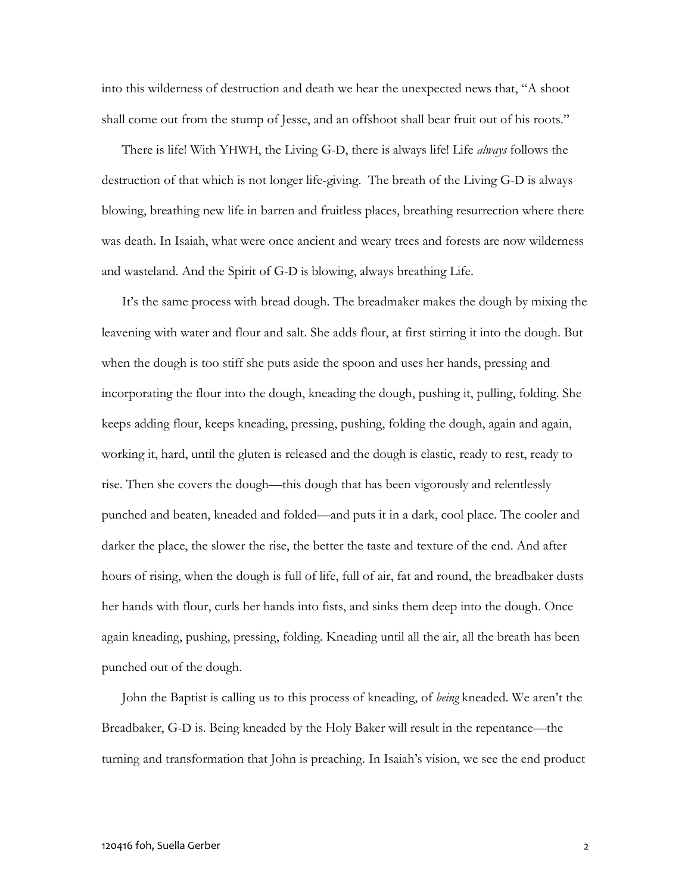into this wilderness of destruction and death we hear the unexpected news that, "A shoot shall come out from the stump of Jesse, and an offshoot shall bear fruit out of his roots."

There is life! With YHWH, the Living G-D, there is always life! Life *always* follows the destruction of that which is not longer life-giving. The breath of the Living G-D is always blowing, breathing new life in barren and fruitless places, breathing resurrection where there was death. In Isaiah, what were once ancient and weary trees and forests are now wilderness and wasteland. And the Spirit of G-D is blowing, always breathing Life.

It's the same process with bread dough. The breadmaker makes the dough by mixing the leavening with water and flour and salt. She adds flour, at first stirring it into the dough. But when the dough is too stiff she puts aside the spoon and uses her hands, pressing and incorporating the flour into the dough, kneading the dough, pushing it, pulling, folding. She keeps adding flour, keeps kneading, pressing, pushing, folding the dough, again and again, working it, hard, until the gluten is released and the dough is elastic, ready to rest, ready to rise. Then she covers the dough—this dough that has been vigorously and relentlessly punched and beaten, kneaded and folded—and puts it in a dark, cool place. The cooler and darker the place, the slower the rise, the better the taste and texture of the end. And after hours of rising, when the dough is full of life, full of air, fat and round, the breadbaker dusts her hands with flour, curls her hands into fists, and sinks them deep into the dough. Once again kneading, pushing, pressing, folding. Kneading until all the air, all the breath has been punched out of the dough.

John the Baptist is calling us to this process of kneading, of *being* kneaded. We aren't the Breadbaker, G-D is. Being kneaded by the Holy Baker will result in the repentance—the turning and transformation that John is preaching. In Isaiah's vision, we see the end product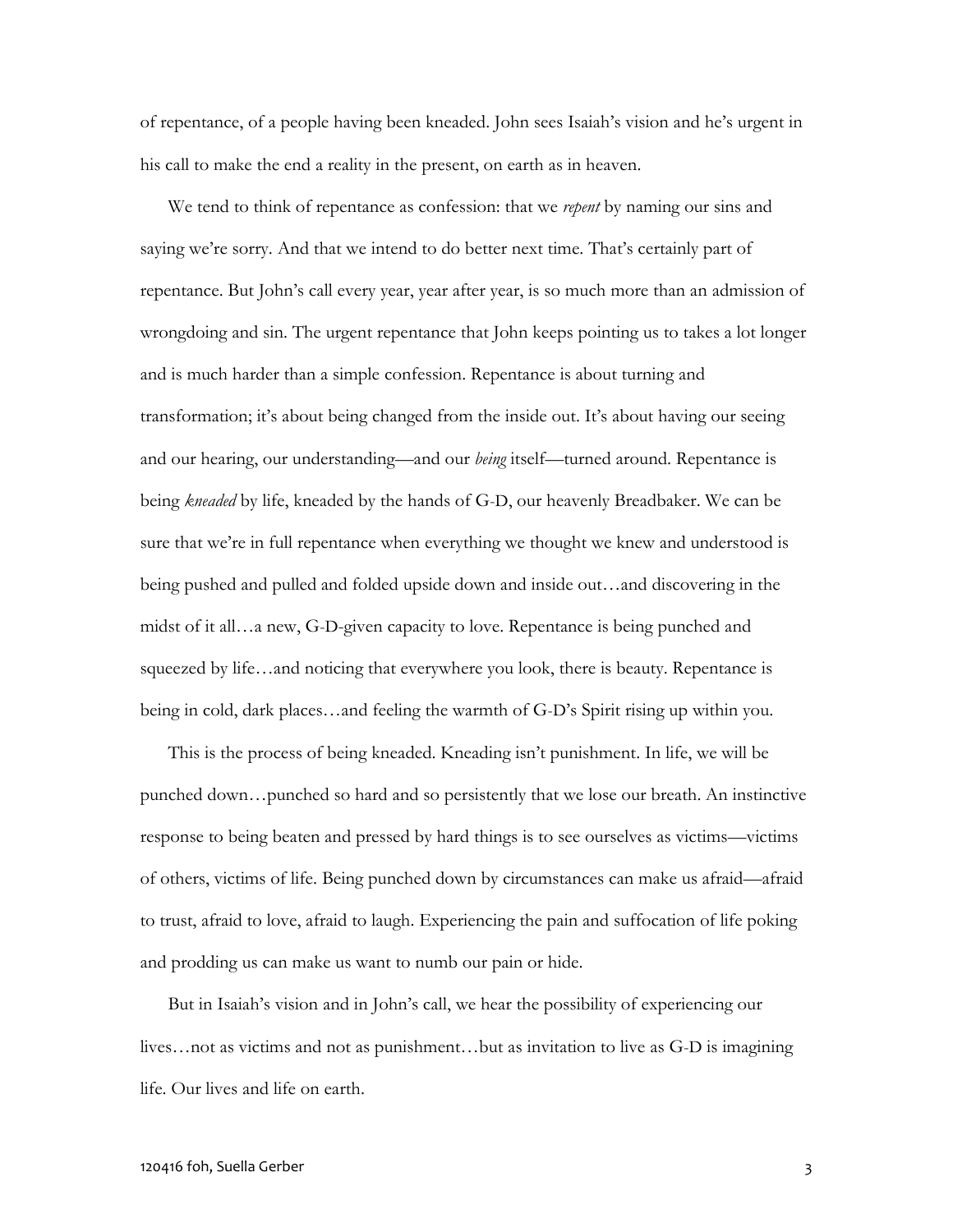of repentance, of a people having been kneaded. John sees Isaiah's vision and he's urgent in his call to make the end a reality in the present, on earth as in heaven.

We tend to think of repentance as confession: that we *repent* by naming our sins and saying we're sorry. And that we intend to do better next time. That's certainly part of repentance. But John's call every year, year after year, is so much more than an admission of wrongdoing and sin. The urgent repentance that John keeps pointing us to takes a lot longer and is much harder than a simple confession. Repentance is about turning and transformation; it's about being changed from the inside out. It's about having our seeing and our hearing, our understanding—and our *being* itself—turned around. Repentance is being *kneaded* by life, kneaded by the hands of G-D, our heavenly Breadbaker. We can be sure that we're in full repentance when everything we thought we knew and understood is being pushed and pulled and folded upside down and inside out…and discovering in the midst of it all…a new, G-D-given capacity to love. Repentance is being punched and squeezed by life…and noticing that everywhere you look, there is beauty. Repentance is being in cold, dark places…and feeling the warmth of G-D's Spirit rising up within you.

This is the process of being kneaded. Kneading isn't punishment. In life, we will be punched down…punched so hard and so persistently that we lose our breath. An instinctive response to being beaten and pressed by hard things is to see ourselves as victims—victims of others, victims of life. Being punched down by circumstances can make us afraid—afraid to trust, afraid to love, afraid to laugh. Experiencing the pain and suffocation of life poking and prodding us can make us want to numb our pain or hide.

But in Isaiah's vision and in John's call, we hear the possibility of experiencing our lives…not as victims and not as punishment…but as invitation to live as G-D is imagining life. Our lives and life on earth.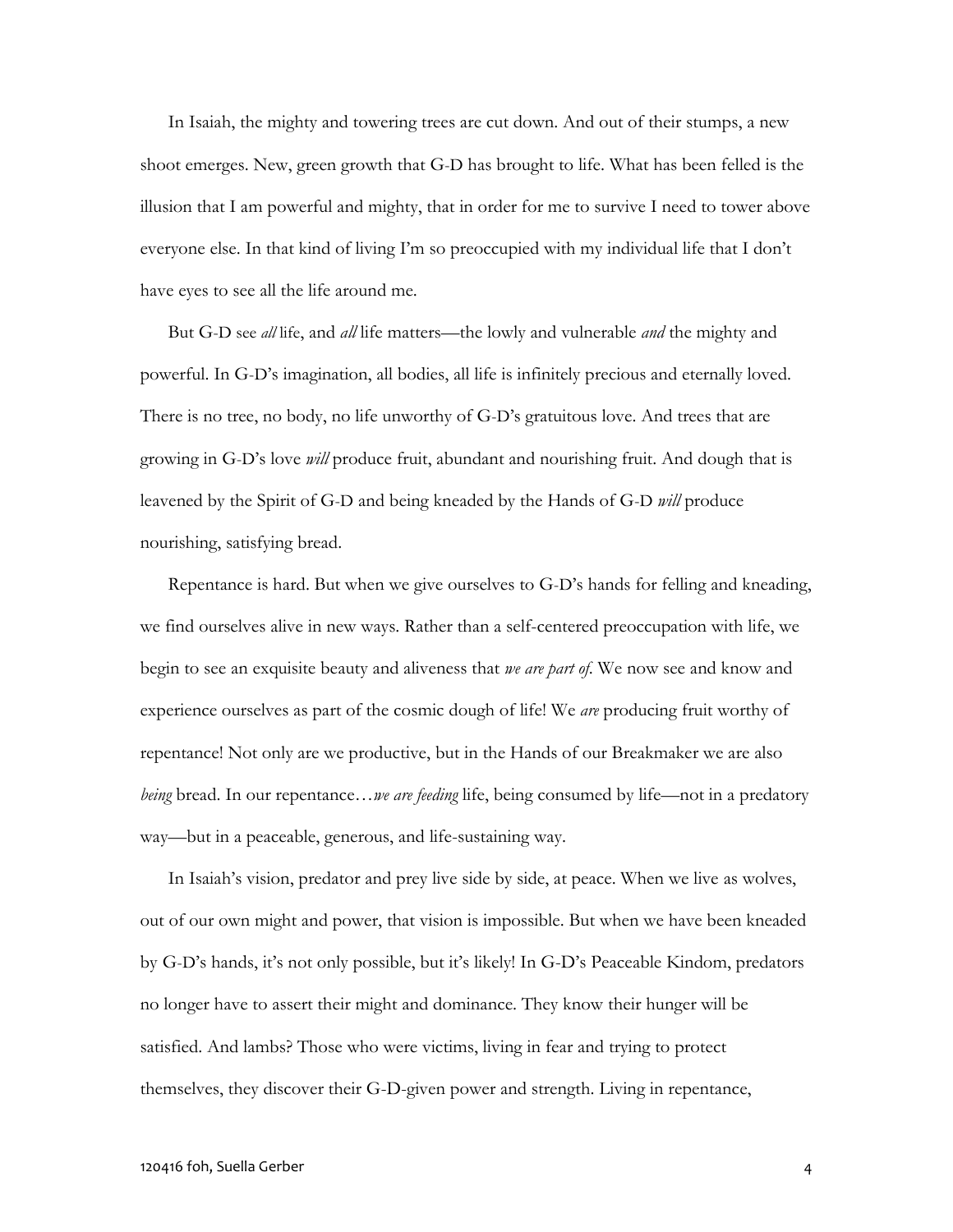In Isaiah, the mighty and towering trees are cut down. And out of their stumps, a new shoot emerges. New, green growth that G-D has brought to life. What has been felled is the illusion that I am powerful and mighty, that in order for me to survive I need to tower above everyone else. In that kind of living I'm so preoccupied with my individual life that I don't have eyes to see all the life around me.

But G-D see *all* life, and *all* life matters—the lowly and vulnerable *and* the mighty and powerful. In G-D's imagination, all bodies, all life is infinitely precious and eternally loved. There is no tree, no body, no life unworthy of G-D's gratuitous love. And trees that are growing in G-D's love *will* produce fruit, abundant and nourishing fruit. And dough that is leavened by the Spirit of G-D and being kneaded by the Hands of G-D *will* produce nourishing, satisfying bread.

Repentance is hard. But when we give ourselves to G-D's hands for felling and kneading, we find ourselves alive in new ways. Rather than a self-centered preoccupation with life, we begin to see an exquisite beauty and aliveness that *we are part of*. We now see and know and experience ourselves as part of the cosmic dough of life! We *are* producing fruit worthy of repentance! Not only are we productive, but in the Hands of our Breakmaker we are also *being* bread. In our repentance…*we are feeding* life, being consumed by life—not in a predatory way—but in a peaceable, generous, and life-sustaining way.

In Isaiah's vision, predator and prey live side by side, at peace. When we live as wolves, out of our own might and power, that vision is impossible. But when we have been kneaded by G-D's hands, it's not only possible, but it's likely! In G-D's Peaceable Kindom, predators no longer have to assert their might and dominance. They know their hunger will be satisfied. And lambs? Those who were victims, living in fear and trying to protect themselves, they discover their G-D-given power and strength. Living in repentance,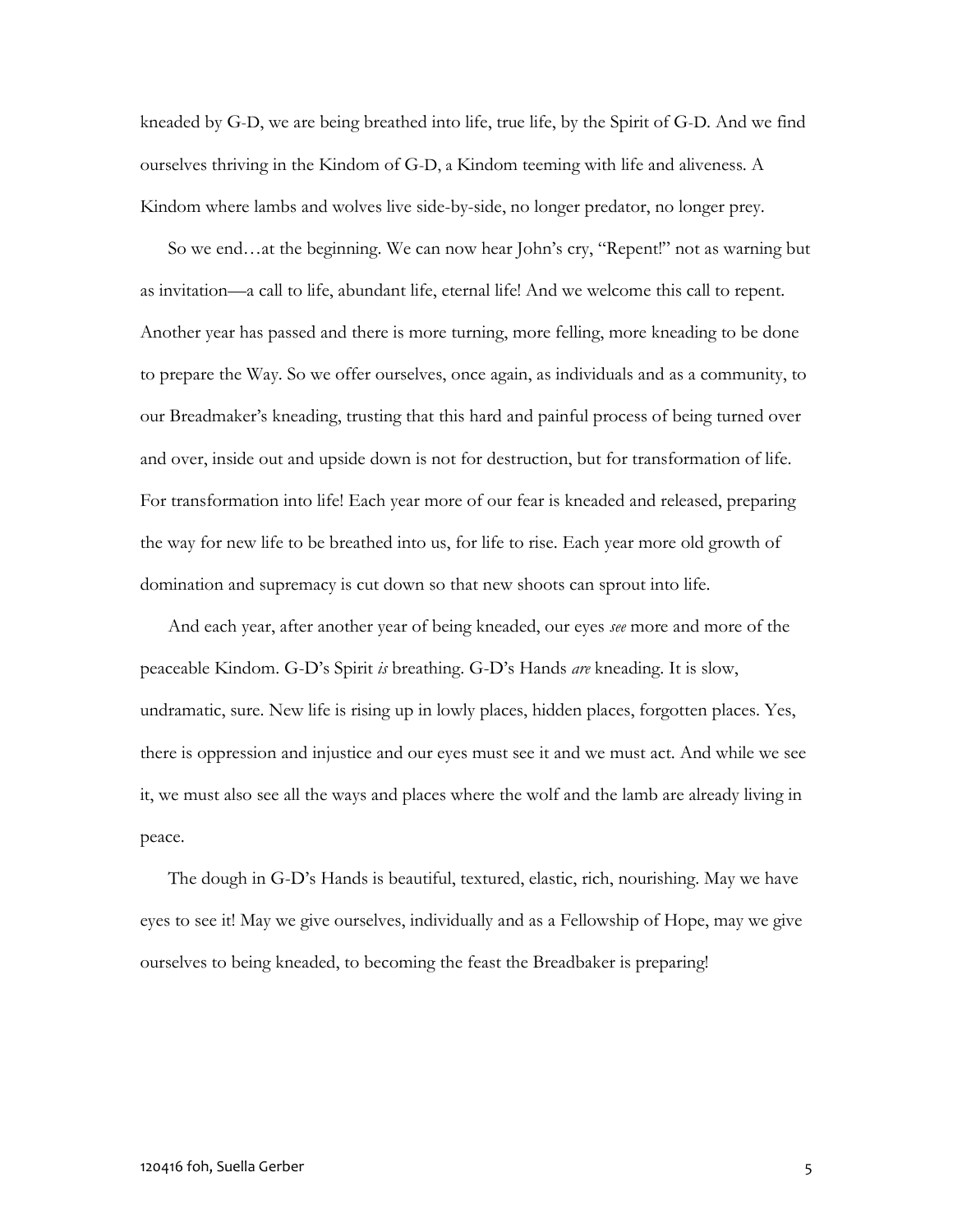kneaded by G-D, we are being breathed into life, true life, by the Spirit of G-D. And we find ourselves thriving in the Kindom of G-D, a Kindom teeming with life and aliveness. A Kindom where lambs and wolves live side-by-side, no longer predator, no longer prey.

So we end…at the beginning. We can now hear John's cry, "Repent!" not as warning but as invitation—a call to life, abundant life, eternal life! And we welcome this call to repent. Another year has passed and there is more turning, more felling, more kneading to be done to prepare the Way. So we offer ourselves, once again, as individuals and as a community, to our Breadmaker's kneading, trusting that this hard and painful process of being turned over and over, inside out and upside down is not for destruction, but for transformation of life. For transformation into life! Each year more of our fear is kneaded and released, preparing the way for new life to be breathed into us, for life to rise. Each year more old growth of domination and supremacy is cut down so that new shoots can sprout into life.

And each year, after another year of being kneaded, our eyes *see* more and more of the peaceable Kindom. G-D's Spirit *is* breathing. G-D's Hands *are* kneading. It is slow, undramatic, sure. New life is rising up in lowly places, hidden places, forgotten places. Yes, there is oppression and injustice and our eyes must see it and we must act. And while we see it, we must also see all the ways and places where the wolf and the lamb are already living in peace.

The dough in G-D's Hands is beautiful, textured, elastic, rich, nourishing. May we have eyes to see it! May we give ourselves, individually and as a Fellowship of Hope, may we give ourselves to being kneaded, to becoming the feast the Breadbaker is preparing!